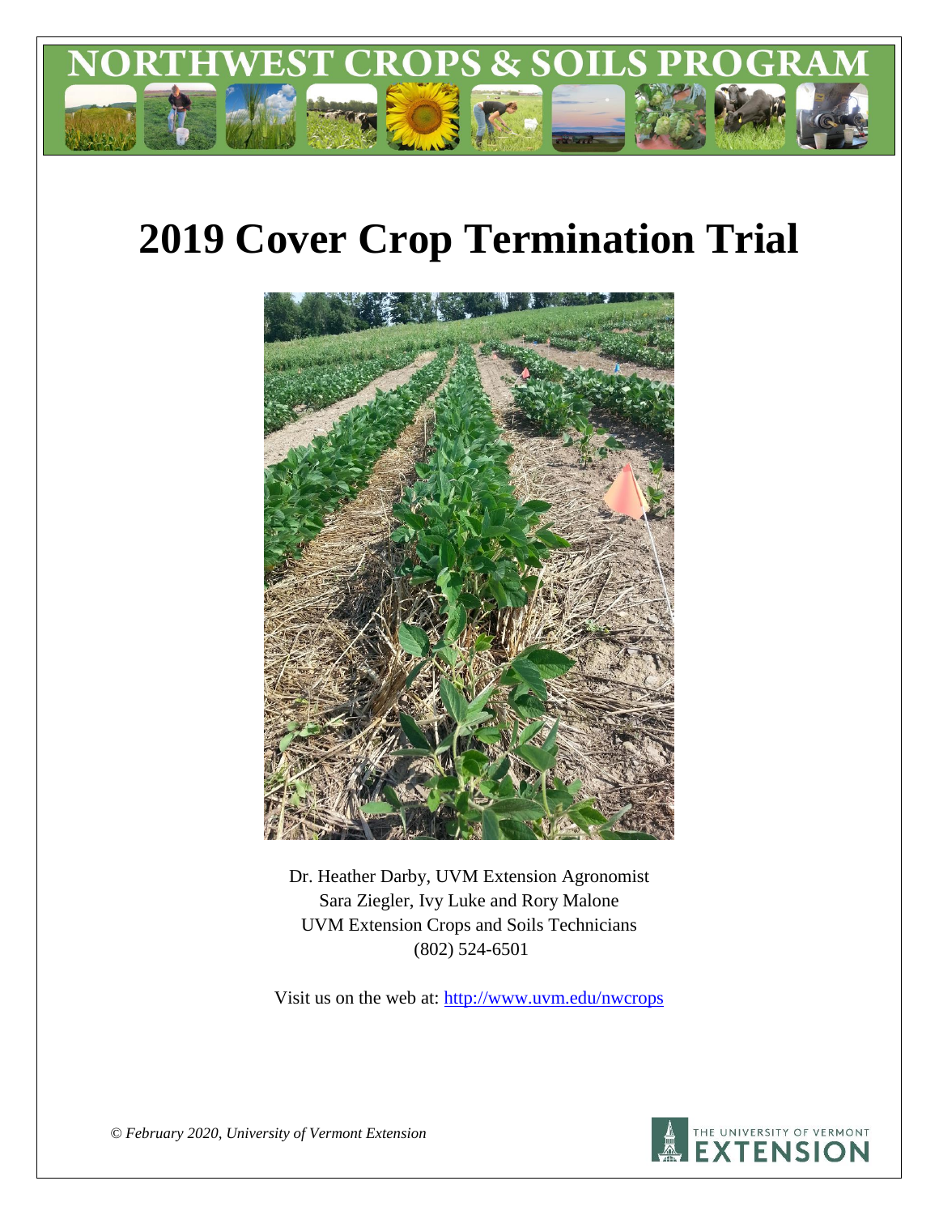NORTHWEST CROPS & SOILS PROGRAM

# 2019 Cover Crop Termination Trial

Dr. Heather Darby, UVM Extension Agronomist
Sara Ziegler, Ivy Luke and Rory Malone
UVM Extension Crops and Soils Technicians
(802) 524-6501

Visit us on the web at: http://www.uvm.edu/nwcrops

*© February 2020, University of Vermont Extension*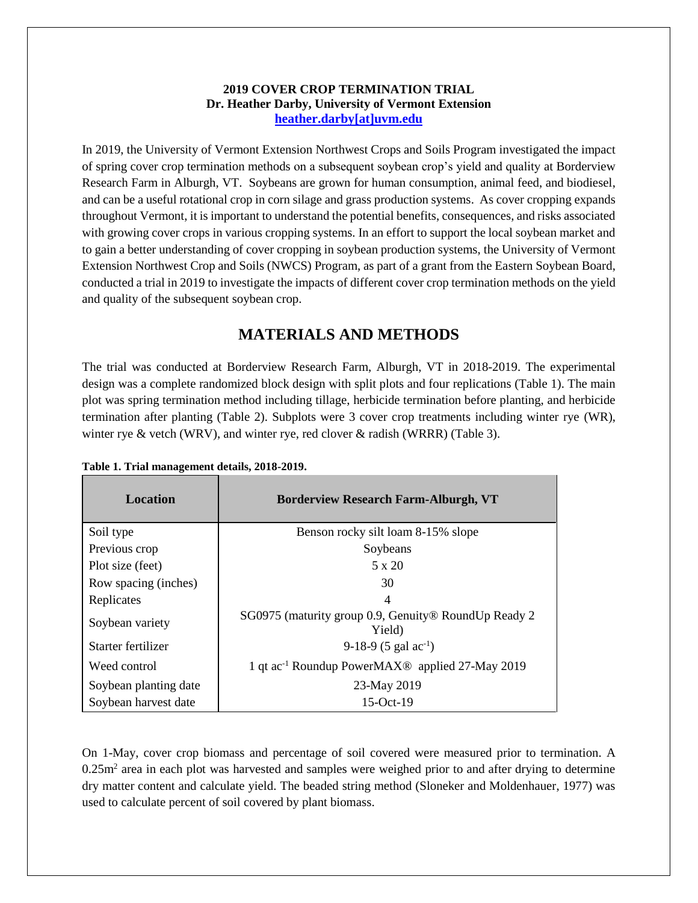**2019 COVER CROP TERMINATION TRIAL**
**Dr. Heather Darby, University of Vermont Extension**
**heather.darby[at]uvm.edu**

In 2019, the University of Vermont Extension Northwest Crops and Soils Program investigated the impact of spring cover crop termination methods on a subsequent soybean crop's yield and quality at Borderview Research Farm in Alburgh, VT. Soybeans are grown for human consumption, animal feed, and biodiesel, and can be a useful rotational crop in corn silage and grass production systems. As cover cropping expands throughout Vermont, it is important to understand the potential benefits, consequences, and risks associated with growing cover crops in various cropping systems. In an effort to support the local soybean market and to gain a better understanding of cover cropping in soybean production systems, the University of Vermont Extension Northwest Crop and Soils (NWCS) Program, as part of a grant from the Eastern Soybean Board, conducted a trial in 2019 to investigate the impacts of different cover crop termination methods on the yield and quality of the subsequent soybean crop.

## MATERIALS AND METHODS

The trial was conducted at Borderview Research Farm, Alburgh, VT in 2018-2019. The experimental design was a complete randomized block design with split plots and four replications (Table 1). The main plot was spring termination method including tillage, herbicide termination before planting, and herbicide termination after planting (Table 2). Subplots were 3 cover crop treatments including winter rye (WR), winter rye & vetch (WRV), and winter rye, red clover & radish (WRRR) (Table 3).

**Table 1. Trial management details, 2018-2019.**

| Location | Borderview Research Farm-Alburgh, VT |
|---|---|
| Soil type | Benson rocky silt loam 8-15% slope |
| Previous crop | Soybeans |
| Plot size (feet) | 5 x 20 |
| Row spacing (inches) | 30 |
| Replicates | 4 |
| Soybean variety | SG0975 (maturity group 0.9, Genuity® RoundUp Ready 2 Yield) |
| Starter fertilizer | 9-18-9 (5 gal ac$^{-1}$) |
| Weed control | 1 qt ac$^{-1}$ Roundup PowerMAX® applied 27-May 2019 |
| Soybean planting date | 23-May 2019 |
| Soybean harvest date | 15-Oct-19 |

On 1-May, cover crop biomass and percentage of soil covered were measured prior to termination. A 0.25m$^2$ area in each plot was harvested and samples were weighed prior to and after drying to determine dry matter content and calculate yield. The beaded string method (Sloneker and Moldenhauer, 1977) was used to calculate percent of soil covered by plant biomass.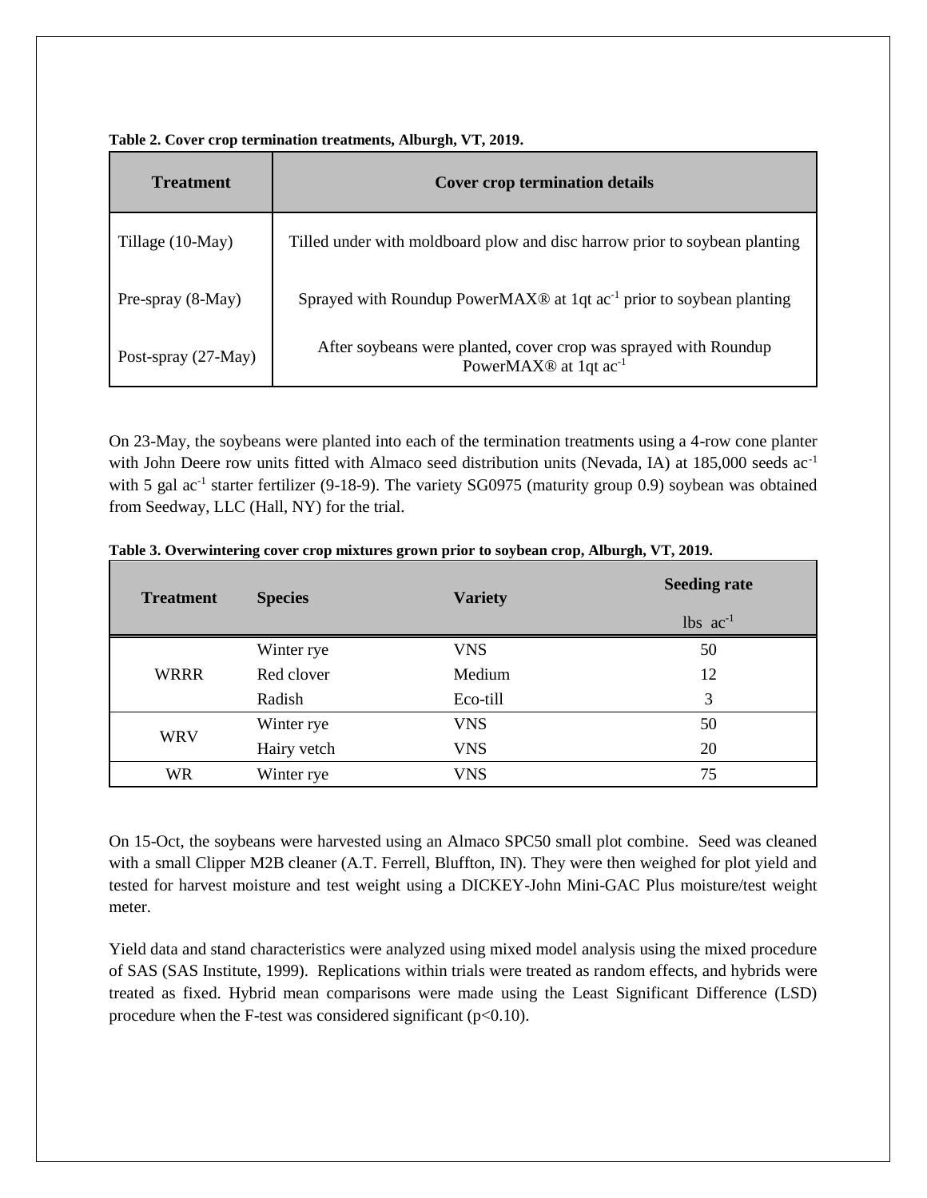**Table 2. Cover crop termination treatments, Alburgh, VT, 2019.**

| Treatment | Cover crop termination details |
|---|---|
| Tillage (10-May) | Tilled under with moldboard plow and disc harrow prior to soybean planting |
| Pre-spray (8-May) | Sprayed with Roundup PowerMAX® at 1qt $ac^{-1}$ prior to soybean planting |
| Post-spray (27-May) | After soybeans were planted, cover crop was sprayed with Roundup PowerMAX® at 1qt $ac^{-1}$ |

On 23-May, the soybeans were planted into each of the termination treatments using a 4-row cone planter with John Deere row units fitted with Almaco seed distribution units (Nevada, IA) at 185,000 seeds $ac^{-1}$ with 5 gal $ac^{-1}$ starter fertilizer (9-18-9). The variety SG0975 (maturity group 0.9) soybean was obtained from Seedway, LLC (Hall, NY) for the trial.

**Table 3. Overwintering cover crop mixtures grown prior to soybean crop, Alburgh, VT, 2019.**

| Treatment | Species | Variety | Seeding rate |
|---|---|---|---|
| | | | lbs $ac^{-1}$ |
| WRRR | Winter rye | VNS | 50 |
| | Red clover | Medium | 12 |
| | Radish | Eco-till | 3 |
| WRV | Winter rye | VNS | 50 |
| | Hairy vetch | VNS | 20 |
| WR | Winter rye | VNS | 75 |

On 15-Oct, the soybeans were harvested using an Almaco SPC50 small plot combine. Seed was cleaned with a small Clipper M2B cleaner (A.T. Ferrell, Bluffton, IN). They were then weighed for plot yield and tested for harvest moisture and test weight using a DICKEY-John Mini-GAC Plus moisture/test weight meter.

Yield data and stand characteristics were analyzed using mixed model analysis using the mixed procedure of SAS (SAS Institute, 1999). Replications within trials were treated as random effects, and hybrids were treated as fixed. Hybrid mean comparisons were made using the Least Significant Difference (LSD) procedure when the F-test was considered significant ($p<0.10$).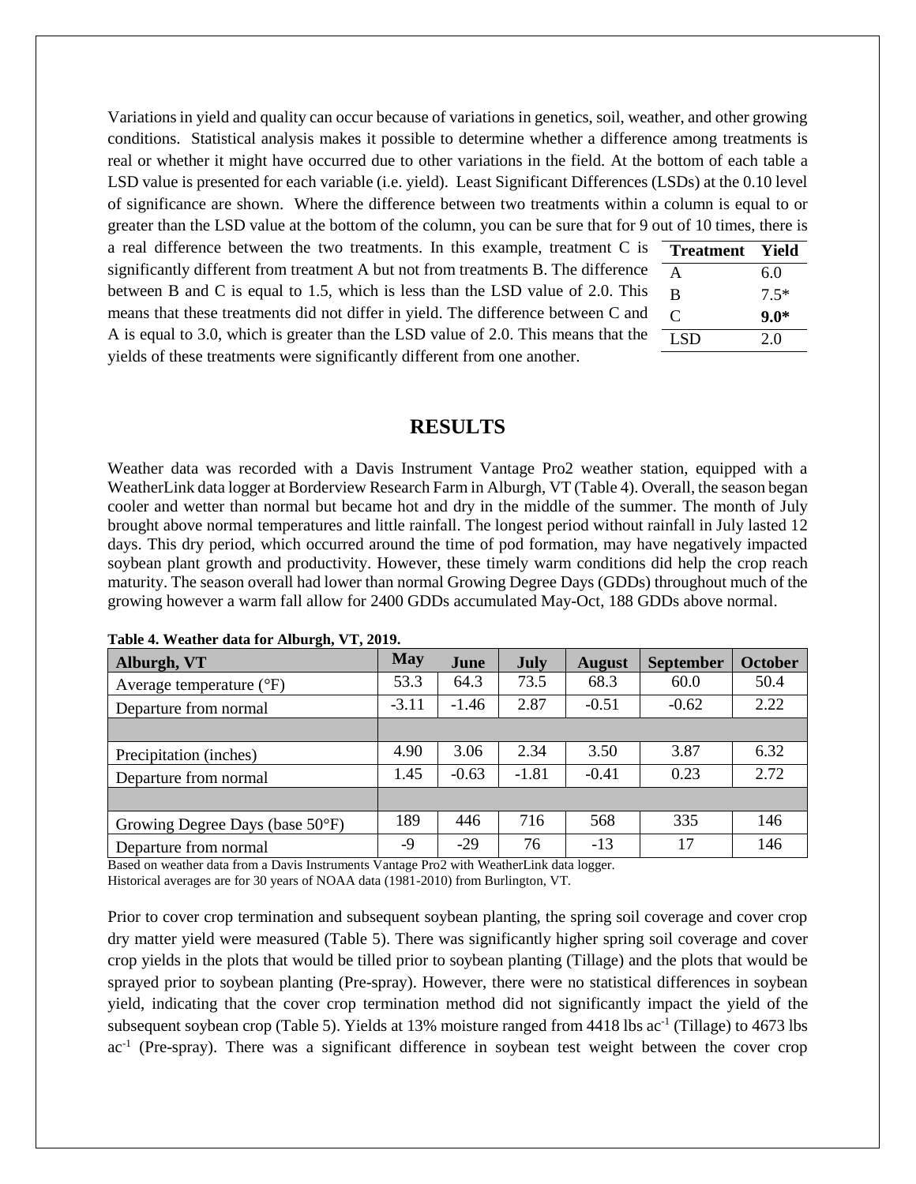Variations in yield and quality can occur because of variations in genetics, soil, weather, and other growing conditions. Statistical analysis makes it possible to determine whether a difference among treatments is real or whether it might have occurred due to other variations in the field. At the bottom of each table a LSD value is presented for each variable (i.e. yield). Least Significant Differences (LSDs) at the 0.10 level of significance are shown. Where the difference between two treatments within a column is equal to or greater than the LSD value at the bottom of the column, you can be sure that for 9 out of 10 times, there is a real difference between the two treatments. In this example, treatment C is significantly different from treatment A but not from treatments B. The difference between B and C is equal to 1.5, which is less than the LSD value of 2.0. This means that these treatments did not differ in yield. The difference between C and A is equal to 3.0, which is greater than the LSD value of 2.0. This means that the yields of these treatments were significantly different from one another.

| Treatment | Yield |
|---|---|
| A | 6.0 |
| B | 7.5* |
| C | **9.0*** |
| LSD | 2.0 |

# RESULTS

Weather data was recorded with a Davis Instrument Vantage Pro2 weather station, equipped with a WeatherLink data logger at Borderview Research Farm in Alburgh, VT (Table 4). Overall, the season began cooler and wetter than normal but became hot and dry in the middle of the summer. The month of July brought above normal temperatures and little rainfall. The longest period without rainfall in July lasted 12 days. This dry period, which occurred around the time of pod formation, may have negatively impacted soybean plant growth and productivity. However, these timely warm conditions did help the crop reach maturity. The season overall had lower than normal Growing Degree Days (GDDs) throughout much of the growing however a warm fall allow for 2400 GDDs accumulated May-Oct, 188 GDDs above normal.

**Table 4. Weather data for Alburgh, VT, 2019.**

| Alburgh, VT | May | June | July | August | September | October |
|---|---|---|---|---|---|---|
| Average temperature (°F) | 53.3 | 64.3 | 73.5 | 68.3 | 60.0 | 50.4 |
| Departure from normal | -3.11 | -1.46 | 2.87 | -0.51 | -0.62 | 2.22 |
| | | | | | | |
| Precipitation (inches) | 4.90 | 3.06 | 2.34 | 3.50 | 3.87 | 6.32 |
| Departure from normal | 1.45 | -0.63 | -1.81 | -0.41 | 0.23 | 2.72 |
| | | | | | | |
| Growing Degree Days (base 50°F) | 189 | 446 | 716 | 568 | 335 | 146 |
| Departure from normal | -9 | -29 | 76 | -13 | 17 | 146 |

Based on weather data from a Davis Instruments Vantage Pro2 with WeatherLink data logger.
Historical averages are for 30 years of NOAA data (1981-2010) from Burlington, VT.

Prior to cover crop termination and subsequent soybean planting, the spring soil coverage and cover crop dry matter yield were measured (Table 5). There was significantly higher spring soil coverage and cover crop yields in the plots that would be tilled prior to soybean planting (Tillage) and the plots that would be sprayed prior to soybean planting (Pre-spray). However, there were no statistical differences in soybean yield, indicating that the cover crop termination method did not significantly impact the yield of the subsequent soybean crop (Table 5). Yields at 13% moisture ranged from 4418 lbs $ac^{-1}$ (Tillage) to 4673 lbs $ac^{-1}$ (Pre-spray). There was a significant difference in soybean test weight between the cover crop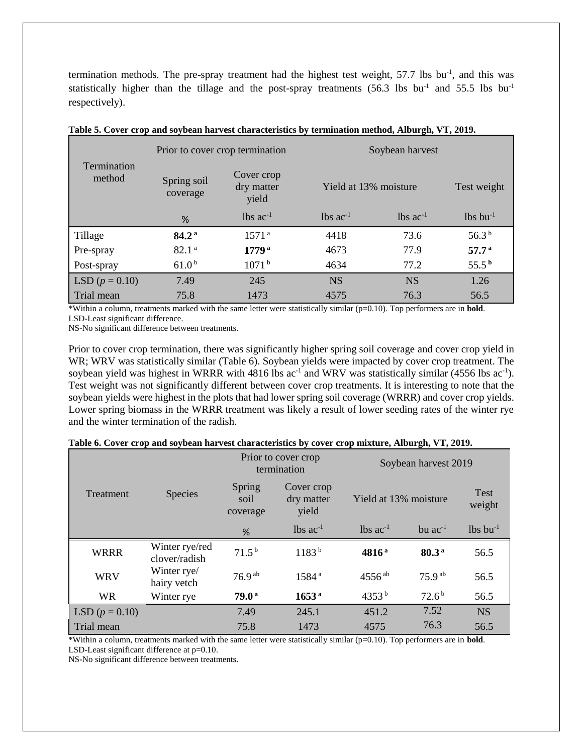termination methods. The pre-spray treatment had the highest test weight, 57.7 lbs bu$^{-1}$, and this was statistically higher than the tillage and the post-spray treatments (56.3 lbs bu$^{-1}$ and 55.5 lbs bu$^{-1}$ respectively).

**Table 5. Cover crop and soybean harvest characteristics by termination method, Alburgh, VT, 2019.**

| Termination method | Prior to cover crop termination | | Soybean harvest | | |
|---|---|---|---|---|---|
| | Spring soil coverage | Cover crop dry matter yield | Yield at 13% moisture | | Test weight |
| | % | lbs ac$^{-1}$ | lbs ac$^{-1}$ | lbs ac$^{-1}$ | lbs bu$^{-1}$ |
| Tillage | **84.2** $^{a}$ | 1571 $^{a}$ | 4418 | 73.6 | 56.3 $^{b}$ |
| Pre-spray | 82.1 $^{a}$ | **1779** $^{a}$ | 4673 | 77.9 | **57.7** $^{a}$ |
| Post-spray | 61.0 $^{b}$ | 1071 $^{b}$ | 4634 | 77.2 | 55.5 $^{b}$ |
| LSD ($p$ = 0.10) | 7.49 | 245 | NS | NS | 1.26 |
| Trial mean | 75.8 | 1473 | 4575 | 76.3 | 56.5 |

*Within a column, treatments marked with the same letter were statistically similar (p=0.10). Top performers are in **bold**.
LSD-Least significant difference.
NS-No significant difference between treatments.

Prior to cover crop termination, there was significantly higher spring soil coverage and cover crop yield in WR; WRV was statistically similar (Table 6). Soybean yields were impacted by cover crop treatment. The soybean yield was highest in WRRR with 4816 lbs ac$^{-1}$ and WRV was statistically similar (4556 lbs ac$^{-1}$). Test weight was not significantly different between cover crop treatments. It is interesting to note that the soybean yields were highest in the plots that had lower spring soil coverage (WRRR) and cover crop yields. Lower spring biomass in the WRRR treatment was likely a result of lower seeding rates of the winter rye and the winter termination of the radish.

**Table 6. Cover crop and soybean harvest characteristics by cover crop mixture, Alburgh, VT, 2019.**

| Treatment | Species | Prior to cover crop termination | | Soybean harvest 2019 | | |
|---|---|---|---|---|---|---|
| | | Spring soil coverage | Cover crop dry matter yield | Yield at 13% moisture | | Test weight |
| | | % | lbs ac$^{-1}$ | lbs ac$^{-1}$ | bu ac$^{-1}$ | lbs bu$^{-1}$ |
| WRRR | Winter rye/red clover/radish | 71.5 $^{b}$ | 1183 $^{b}$ | **4816** $^{a}$ | **80.3** $^{a}$ | 56.5 |
| WRV | Winter rye/ hairy vetch | 76.9 $^{ab}$ | 1584 $^{a}$ | 4556 $^{ab}$ | 75.9 $^{ab}$ | 56.5 |
| WR | Winter rye | **79.0** $^{a}$ | **1653** $^{a}$ | 4353 $^{b}$ | 72.6 $^{b}$ | 56.5 |
| LSD ($p$ = 0.10) | | 7.49 | 245.1 | 451.2 | 7.52 | NS |
| Trial mean | | 75.8 | 1473 | 4575 | 76.3 | 56.5 |

*Within a column, treatments marked with the same letter were statistically similar (p=0.10). Top performers are in **bold**.
LSD-Least significant difference at p=0.10.
NS-No significant difference between treatments.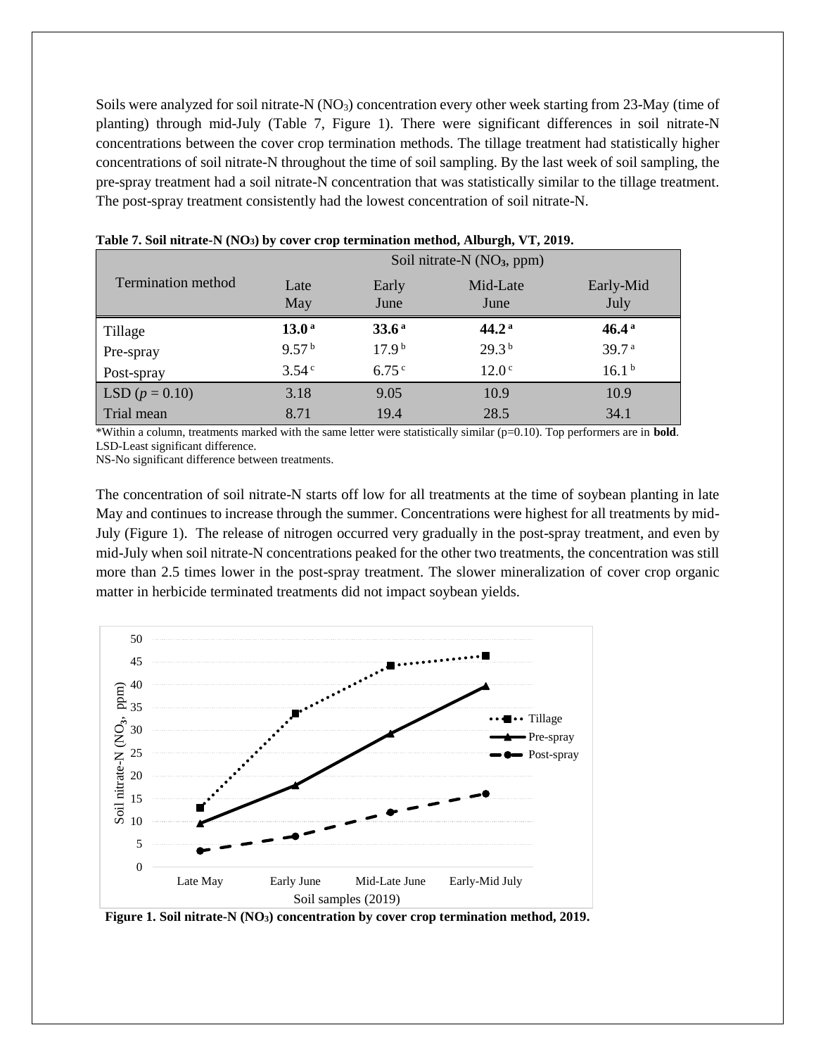Soils were analyzed for soil nitrate-N ($NO_3$) concentration every other week starting from 23-May (time of planting) through mid-July (Table 7, Figure 1). There were significant differences in soil nitrate-N concentrations between the cover crop termination methods. The tillage treatment had statistically higher concentrations of soil nitrate-N throughout the time of soil sampling. By the last week of soil sampling, the pre-spray treatment had a soil nitrate-N concentration that was statistically similar to the tillage treatment. The post-spray treatment consistently had the lowest concentration of soil nitrate-N.

**Table 7. Soil nitrate-N ($NO_3$) by cover crop termination method, Alburgh, VT, 2019.**

| Termination method | Soil nitrate-N ($NO_3$, ppm) | | | |
|---|---|---|---|---|
| | Late May | Early June | Mid-Late June | Early-Mid July |
| Tillage | **13.0** [a] | **33.6** [a] | **44.2** [a] | **46.4** [a] |
| Pre-spray | 9.57 [b] | 17.9 [b] | 29.3 [b] | 39.7 [a] |
| Post-spray | 3.54 [c] | 6.75 [c] | 12.0 [c] | 16.1 [b] |
| LSD ($p$ = 0.10) | 3.18 | 9.05 | 10.9 | 10.9 |
| Trial mean | 8.71 | 19.4 | 28.5 | 34.1 |

*Within a column, treatments marked with the same letter were statistically similar (p=0.10). Top performers are in **bold**.
LSD-Least significant difference.
NS-No significant difference between treatments.

The concentration of soil nitrate-N starts off low for all treatments at the time of soybean planting in late May and continues to increase through the summer. Concentrations were highest for all treatments by mid-July (Figure 1). The release of nitrogen occurred very gradually in the post-spray treatment, and even by mid-July when soil nitrate-N concentrations peaked for the other two treatments, the concentration was still more than 2.5 times lower in the post-spray treatment. The slower mineralization of cover crop organic matter in herbicide terminated treatments did not impact soybean yields.

**Figure 1. Soil nitrate-N ($NO_3$) concentration by cover crop termination method, 2019.**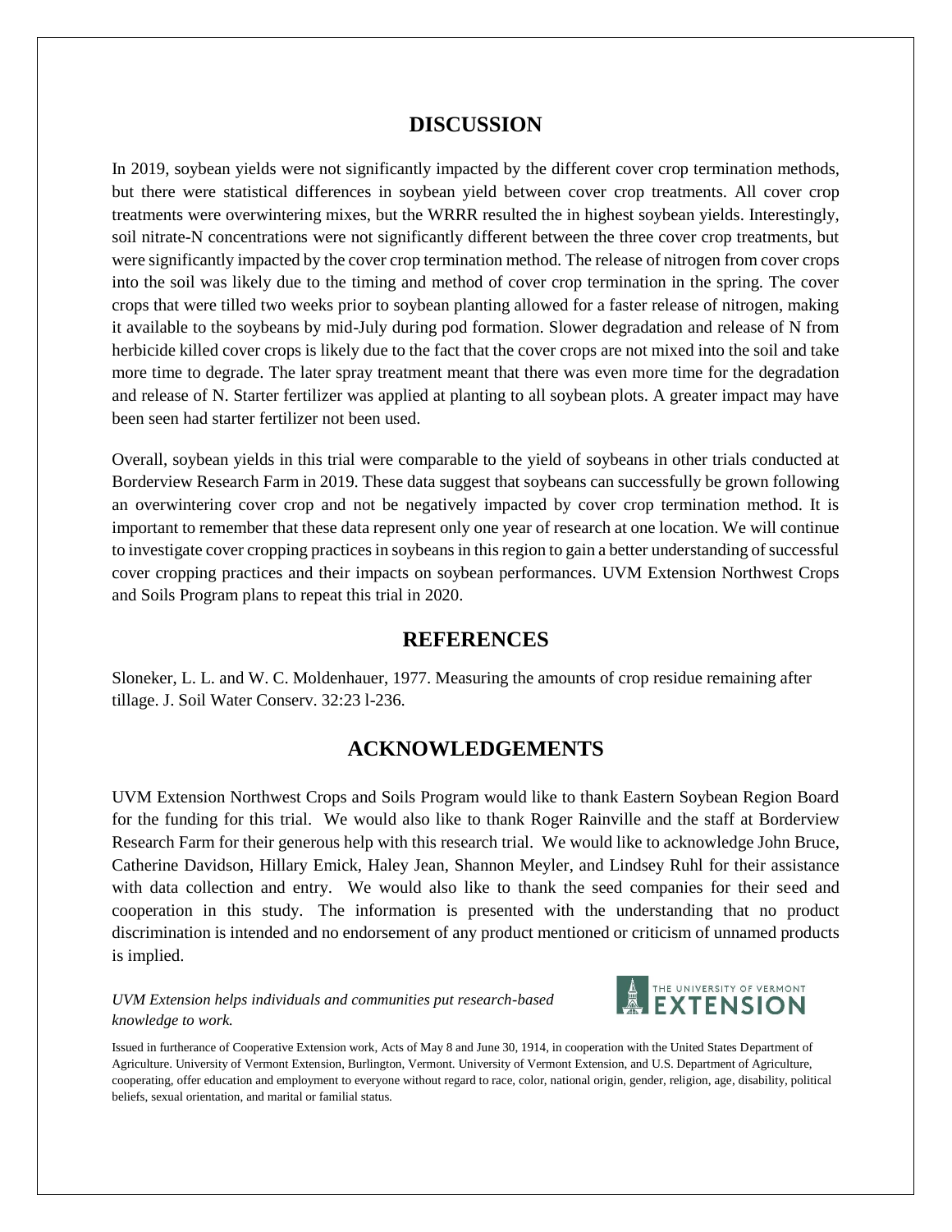## DISCUSSION

In 2019, soybean yields were not significantly impacted by the different cover crop termination methods, but there were statistical differences in soybean yield between cover crop treatments. All cover crop treatments were overwintering mixes, but the WRRR resulted the in highest soybean yields. Interestingly, soil nitrate-N concentrations were not significantly different between the three cover crop treatments, but were significantly impacted by the cover crop termination method. The release of nitrogen from cover crops into the soil was likely due to the timing and method of cover crop termination in the spring. The cover crops that were tilled two weeks prior to soybean planting allowed for a faster release of nitrogen, making it available to the soybeans by mid-July during pod formation. Slower degradation and release of N from herbicide killed cover crops is likely due to the fact that the cover crops are not mixed into the soil and take more time to degrade. The later spray treatment meant that there was even more time for the degradation and release of N. Starter fertilizer was applied at planting to all soybean plots. A greater impact may have been seen had starter fertilizer not been used.

Overall, soybean yields in this trial were comparable to the yield of soybeans in other trials conducted at Borderview Research Farm in 2019. These data suggest that soybeans can successfully be grown following an overwintering cover crop and not be negatively impacted by cover crop termination method. It is important to remember that these data represent only one year of research at one location. We will continue to investigate cover cropping practices in soybeans in this region to gain a better understanding of successful cover cropping practices and their impacts on soybean performances. UVM Extension Northwest Crops and Soils Program plans to repeat this trial in 2020.

## REFERENCES

Sloneker, L. L. and W. C. Moldenhauer, 1977. Measuring the amounts of crop residue remaining after tillage. J. Soil Water Conserv. 32:23 l-236.

## ACKNOWLEDGEMENTS

UVM Extension Northwest Crops and Soils Program would like to thank Eastern Soybean Region Board for the funding for this trial. We would also like to thank Roger Rainville and the staff at Borderview Research Farm for their generous help with this research trial. We would like to acknowledge John Bruce, Catherine Davidson, Hillary Emick, Haley Jean, Shannon Meyler, and Lindsey Ruhl for their assistance with data collection and entry. We would also like to thank the seed companies for their seed and cooperation in this study. The information is presented with the understanding that no product discrimination is intended and no endorsement of any product mentioned or criticism of unnamed products is implied.

*UVM Extension helps individuals and communities put research-based knowledge to work.*

THE UNIVERSITY OF VERMONT EXTENSION

Issued in furtherance of Cooperative Extension work, Acts of May 8 and June 30, 1914, in cooperation with the United States Department of Agriculture. University of Vermont Extension, Burlington, Vermont. University of Vermont Extension, and U.S. Department of Agriculture, cooperating, offer education and employment to everyone without regard to race, color, national origin, gender, religion, age, disability, political beliefs, sexual orientation, and marital or familial status.